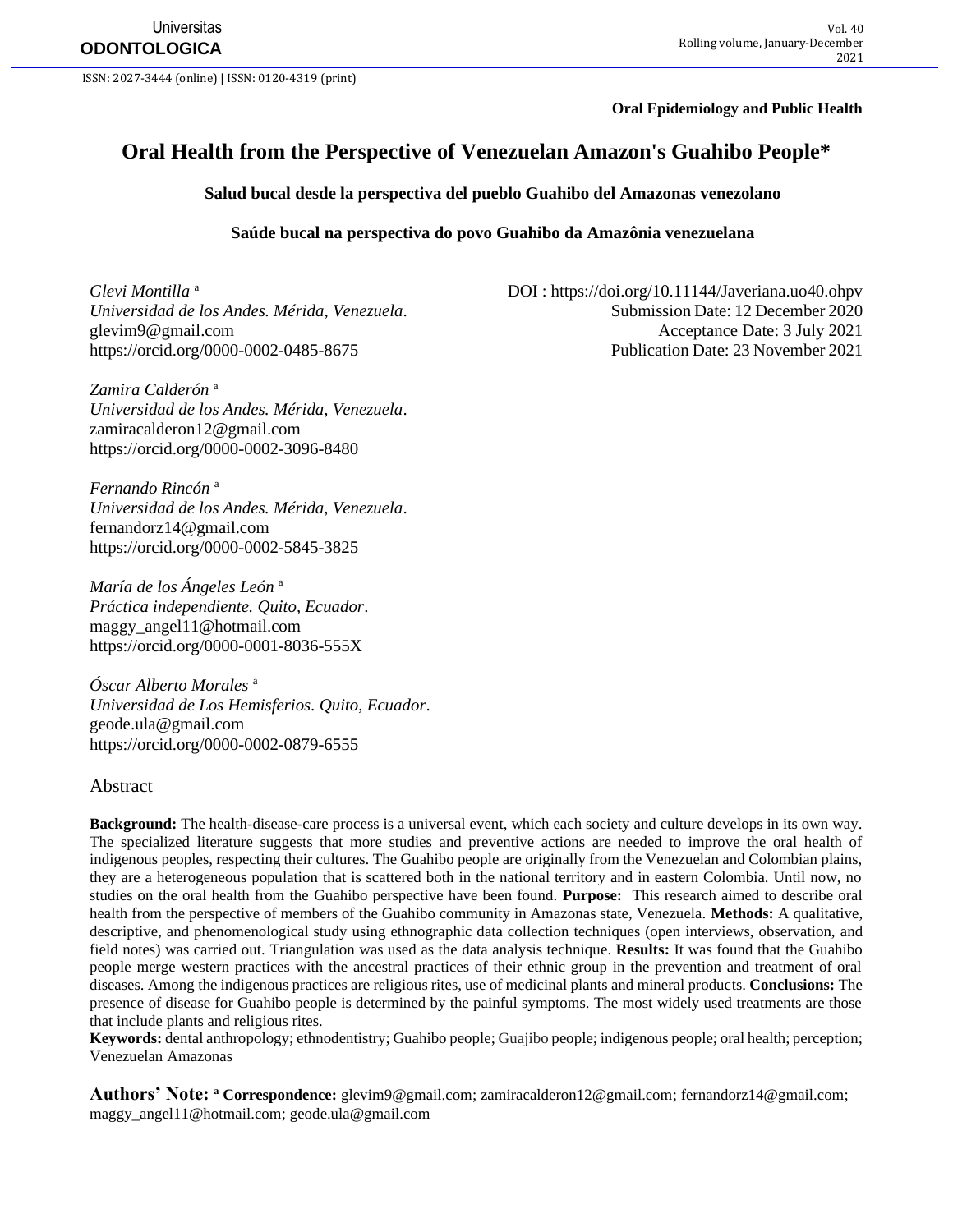Oral Epidemiology and Public Health

# Oral Health from the Perspective of Venezuelan Amazon's Guahibo People*

**Salud bucal desde la perspectiva del pueblo Guahibo del Amazonas venezolano**

**Saúde bucal na perspectiva do povo Guahibo da Amazônia venezuelana**

DOI : https://doi.org/10.11144/Javeriana.uo40.ohpv
Submission Date: 12 December 2020
Acceptance Date: 3 July 2021
Publication Date: 23 November 2021

*Glevi Montilla* [a]
*Universidad de los Andes. Mérida, Venezuela*.
glevim9@gmail.com
https://orcid.org/0000-0002-0485-8675

*Zamira Calderón* [a]
*Universidad de los Andes. Mérida, Venezuela*.
zamiracalderon12@gmail.com
https://orcid.org/0000-0002-3096-8480

*Fernando Rincón* [a]
*Universidad de los Andes. Mérida, Venezuela*.
fernandorz14@gmail.com
https://orcid.org/0000-0002-5845-3825

*María de los Ángeles León* [a]
*Práctica independiente. Quito, Ecuador*.
maggy_angel11@hotmail.com
https://orcid.org/0000-0001-8036-555X

*Óscar Alberto Morales* [a]
*Universidad de Los Hemisferios. Quito, Ecuador*.
geode.ula@gmail.com
https://orcid.org/0000-0002-0879-6555

## Abstract

**Background:** The health-disease-care process is a universal event, which each society and culture develops in its own way. The specialized literature suggests that more studies and preventive actions are needed to improve the oral health of indigenous peoples, respecting their cultures. The Guahibo people are originally from the Venezuelan and Colombian plains, they are a heterogeneous population that is scattered both in the national territory and in eastern Colombia. Until now, no studies on the oral health from the Guahibo perspective have been found. **Purpose:** This research aimed to describe oral health from the perspective of members of the Guahibo community in Amazonas state, Venezuela. **Methods:** A qualitative, descriptive, and phenomenological study using ethnographic data collection techniques (open interviews, observation, and field notes) was carried out. Triangulation was used as the data analysis technique. **Results:** It was found that the Guahibo people merge western practices with the ancestral practices of their ethnic group in the prevention and treatment of oral diseases. Among the indigenous practices are religious rites, use of medicinal plants and mineral products. **Conclusions:** The presence of disease for Guahibo people is determined by the painful symptoms. The most widely used treatments are those that include plants and religious rites.

**Keywords:** dental anthropology; ethnodentistry; Guahibo people; Guajibo people; indigenous people; oral health; perception; Venezuelan Amazonas

**Authors' Note:** [a] **Correspondence:** glevim9@gmail.com; zamiracalderon12@gmail.com; fernandorz14@gmail.com; maggy_angel11@hotmail.com; geode.ula@gmail.com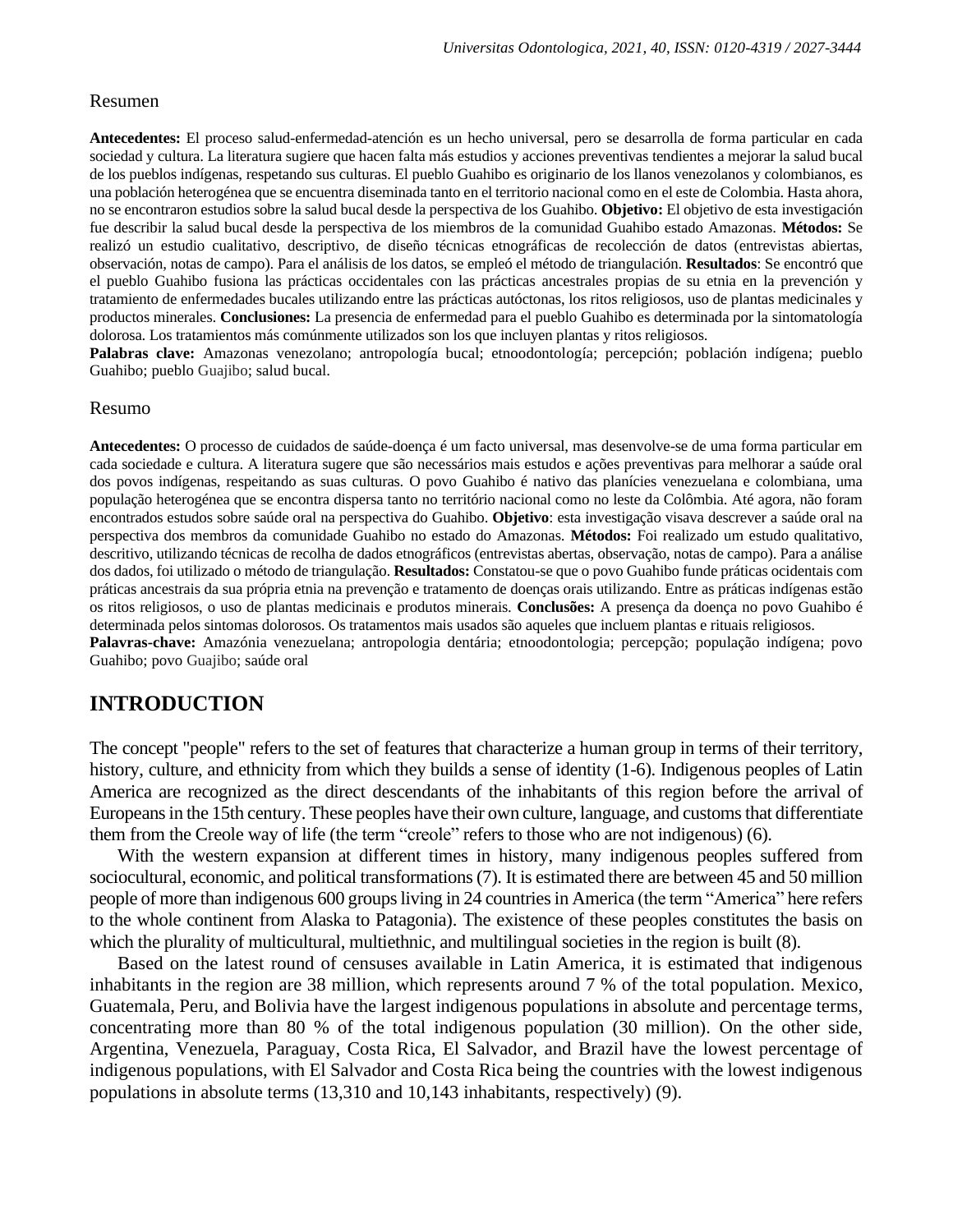Resumen

**Antecedentes:** El proceso salud-enfermedad-atención es un hecho universal, pero se desarrolla de forma particular en cada sociedad y cultura. La literatura sugiere que hacen falta más estudios y acciones preventivas tendientes a mejorar la salud bucal de los pueblos indígenas, respetando sus culturas. El pueblo Guahibo es originario de los llanos venezolanos y colombianos, es una población heterogénea que se encuentra diseminada tanto en el territorio nacional como en el este de Colombia. Hasta ahora, no se encontraron estudios sobre la salud bucal desde la perspectiva de los Guahibo. **Objetivo:** El objetivo de esta investigación fue describir la salud bucal desde la perspectiva de los miembros de la comunidad Guahibo estado Amazonas. **Métodos:** Se realizó un estudio cualitativo, descriptivo, de diseño técnicas etnográficas de recolección de datos (entrevistas abiertas, observación, notas de campo). Para el análisis de los datos, se empleó el método de triangulación. **Resultados**: Se encontró que el pueblo Guahibo fusiona las prácticas occidentales con las prácticas ancestrales propias de su etnia en la prevención y tratamiento de enfermedades bucales utilizando entre las prácticas autóctonas, los ritos religiosos, uso de plantas medicinales y productos minerales. **Conclusiones:** La presencia de enfermedad para el pueblo Guahibo es determinada por la sintomatología dolorosa. Los tratamientos más comúnmente utilizados son los que incluyen plantas y ritos religiosos.
**Palabras clave:** Amazonas venezolano; antropología bucal; etnoodontología; percepción; población indígena; pueblo Guahibo; pueblo Guajibo; salud bucal.

Resumo

**Antecedentes:** O processo de cuidados de saúde-doença é um facto universal, mas desenvolve-se de uma forma particular em cada sociedade e cultura. A literatura sugere que são necessários mais estudos e ações preventivas para melhorar a saúde oral dos povos indígenas, respeitando as suas culturas. O povo Guahibo é nativo das planícies venezuelana e colombiana, uma população heterogénea que se encontra dispersa tanto no território nacional como no leste da Colômbia. Até agora, não foram encontrados estudos sobre saúde oral na perspectiva do Guahibo. **Objetivo**: esta investigação visava descrever a saúde oral na perspectiva dos membros da comunidade Guahibo no estado do Amazonas. **Métodos:** Foi realizado um estudo qualitativo, descritivo, utilizando técnicas de recolha de dados etnográficos (entrevistas abertas, observação, notas de campo). Para a análise dos dados, foi utilizado o método de triangulação. **Resultados:** Constatou-se que o povo Guahibo funde práticas ocidentais com práticas ancestrais da sua própria etnia na prevenção e tratamento de doenças orais utilizando. Entre as práticas indígenas estão os ritos religiosos, o uso de plantas medicinais e produtos minerais. **Conclusões:** A presença da doença no povo Guahibo é determinada pelos sintomas dolorosos. Os tratamentos mais usados são aqueles que incluem plantas e rituais religiosos.
**Palavras-chave:** Amazónia venezuelana; antropologia dentária; etnoodontologia; percepção; população indígena; povo Guahibo; povo Guajibo; saúde oral

## INTRODUCTION

The concept "people" refers to the set of features that characterize a human group in terms of their territory, history, culture, and ethnicity from which they builds a sense of identity (1-6). Indigenous peoples of Latin America are recognized as the direct descendants of the inhabitants of this region before the arrival of Europeans in the 15th century. These peoples have their own culture, language, and customs that differentiate them from the Creole way of life (the term "creole" refers to those who are not indigenous) (6).

With the western expansion at different times in history, many indigenous peoples suffered from sociocultural, economic, and political transformations (7). It is estimated there are between 45 and 50 million people of more than indigenous 600 groups living in 24 countries in America (the term "America" here refers to the whole continent from Alaska to Patagonia). The existence of these peoples constitutes the basis on which the plurality of multicultural, multiethnic, and multilingual societies in the region is built (8).

Based on the latest round of censuses available in Latin America, it is estimated that indigenous inhabitants in the region are 38 million, which represents around 7 % of the total population. Mexico, Guatemala, Peru, and Bolivia have the largest indigenous populations in absolute and percentage terms, concentrating more than 80 % of the total indigenous population (30 million). On the other side, Argentina, Venezuela, Paraguay, Costa Rica, El Salvador, and Brazil have the lowest percentage of indigenous populations, with El Salvador and Costa Rica being the countries with the lowest indigenous populations in absolute terms (13,310 and 10,143 inhabitants, respectively) (9).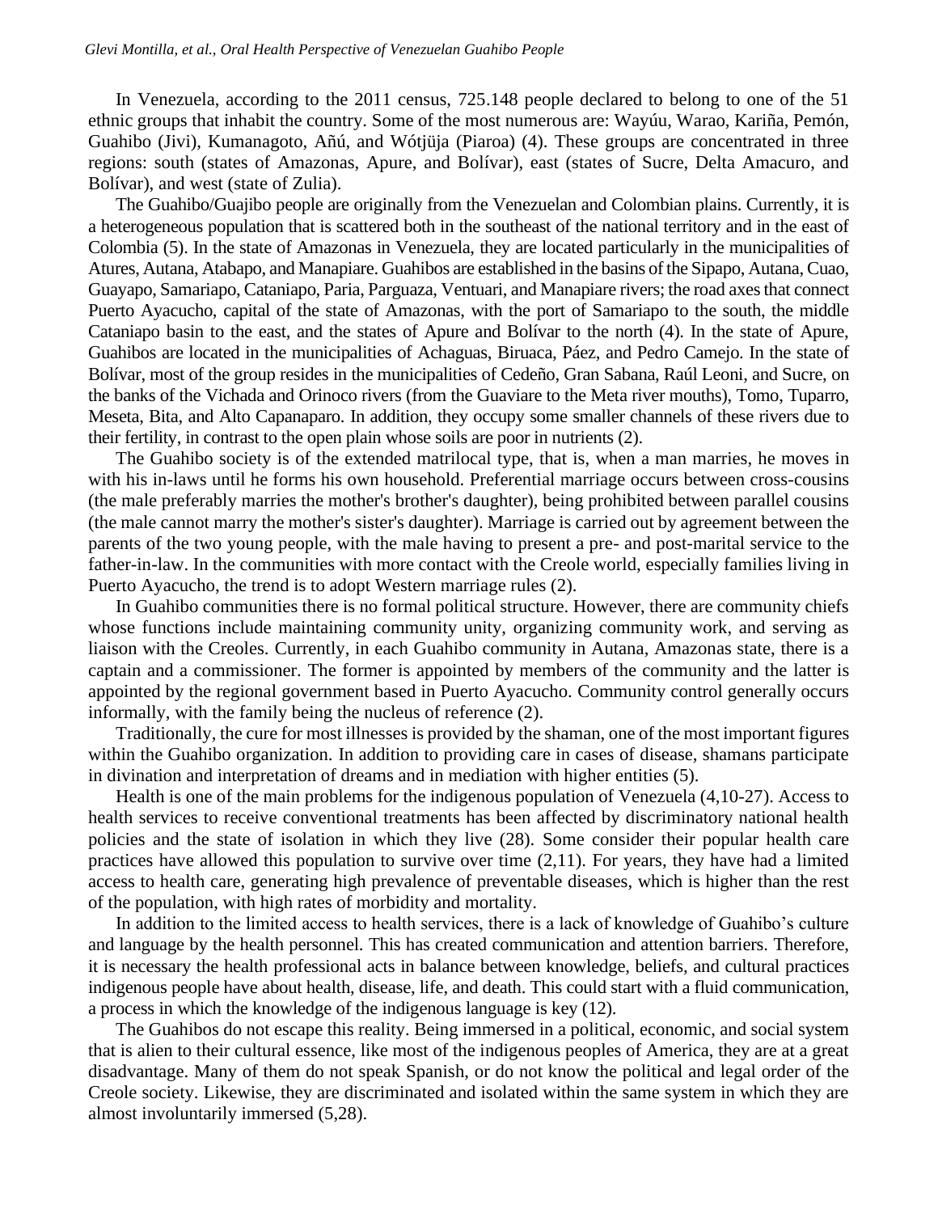In Venezuela, according to the 2011 census, 725.148 people declared to belong to one of the 51 ethnic groups that inhabit the country. Some of the most numerous are: Wayúu, Warao, Kariña, Pemón, Guahibo (Jivi), Kumanagoto, Añú, and Wótjüja (Piaroa) (4). These groups are concentrated in three regions: south (states of Amazonas, Apure, and Bolívar), east (states of Sucre, Delta Amacuro, and Bolívar), and west (state of Zulia).

The Guahibo/Guajibo people are originally from the Venezuelan and Colombian plains. Currently, it is a heterogeneous population that is scattered both in the southeast of the national territory and in the east of Colombia (5). In the state of Amazonas in Venezuela, they are located particularly in the municipalities of Atures, Autana, Atabapo, and Manapiare. Guahibos are established in the basins of the Sipapo, Autana, Cuao, Guayapo, Samariapo, Cataniapo, Paria, Parguaza, Ventuari, and Manapiare rivers; the road axes that connect Puerto Ayacucho, capital of the state of Amazonas, with the port of Samariapo to the south, the middle Cataniapo basin to the east, and the states of Apure and Bolívar to the north (4). In the state of Apure, Guahibos are located in the municipalities of Achaguas, Biruaca, Páez, and Pedro Camejo. In the state of Bolívar, most of the group resides in the municipalities of Cedeño, Gran Sabana, Raúl Leoni, and Sucre, on the banks of the Vichada and Orinoco rivers (from the Guaviare to the Meta river mouths), Tomo, Tuparro, Meseta, Bita, and Alto Capanaparo. In addition, they occupy some smaller channels of these rivers due to their fertility, in contrast to the open plain whose soils are poor in nutrients (2).

The Guahibo society is of the extended matrilocal type, that is, when a man marries, he moves in with his in-laws until he forms his own household. Preferential marriage occurs between cross-cousins (the male preferably marries the mother's brother's daughter), being prohibited between parallel cousins (the male cannot marry the mother's sister's daughter). Marriage is carried out by agreement between the parents of the two young people, with the male having to present a pre- and post-marital service to the father-in-law. In the communities with more contact with the Creole world, especially families living in Puerto Ayacucho, the trend is to adopt Western marriage rules (2).

In Guahibo communities there is no formal political structure. However, there are community chiefs whose functions include maintaining community unity, organizing community work, and serving as liaison with the Creoles. Currently, in each Guahibo community in Autana, Amazonas state, there is a captain and a commissioner. The former is appointed by members of the community and the latter is appointed by the regional government based in Puerto Ayacucho. Community control generally occurs informally, with the family being the nucleus of reference (2).

Traditionally, the cure for most illnesses is provided by the shaman, one of the most important figures within the Guahibo organization. In addition to providing care in cases of disease, shamans participate in divination and interpretation of dreams and in mediation with higher entities (5).

Health is one of the main problems for the indigenous population of Venezuela (4,10-27). Access to health services to receive conventional treatments has been affected by discriminatory national health policies and the state of isolation in which they live (28). Some consider their popular health care practices have allowed this population to survive over time (2,11). For years, they have had a limited access to health care, generating high prevalence of preventable diseases, which is higher than the rest of the population, with high rates of morbidity and mortality.

In addition to the limited access to health services, there is a lack of knowledge of Guahibo's culture and language by the health personnel. This has created communication and attention barriers. Therefore, it is necessary the health professional acts in balance between knowledge, beliefs, and cultural practices indigenous people have about health, disease, life, and death. This could start with a fluid communication, a process in which the knowledge of the indigenous language is key (12).

The Guahibos do not escape this reality. Being immersed in a political, economic, and social system that is alien to their cultural essence, like most of the indigenous peoples of America, they are at a great disadvantage. Many of them do not speak Spanish, or do not know the political and legal order of the Creole society. Likewise, they are discriminated and isolated within the same system in which they are almost involuntarily immersed (5,28).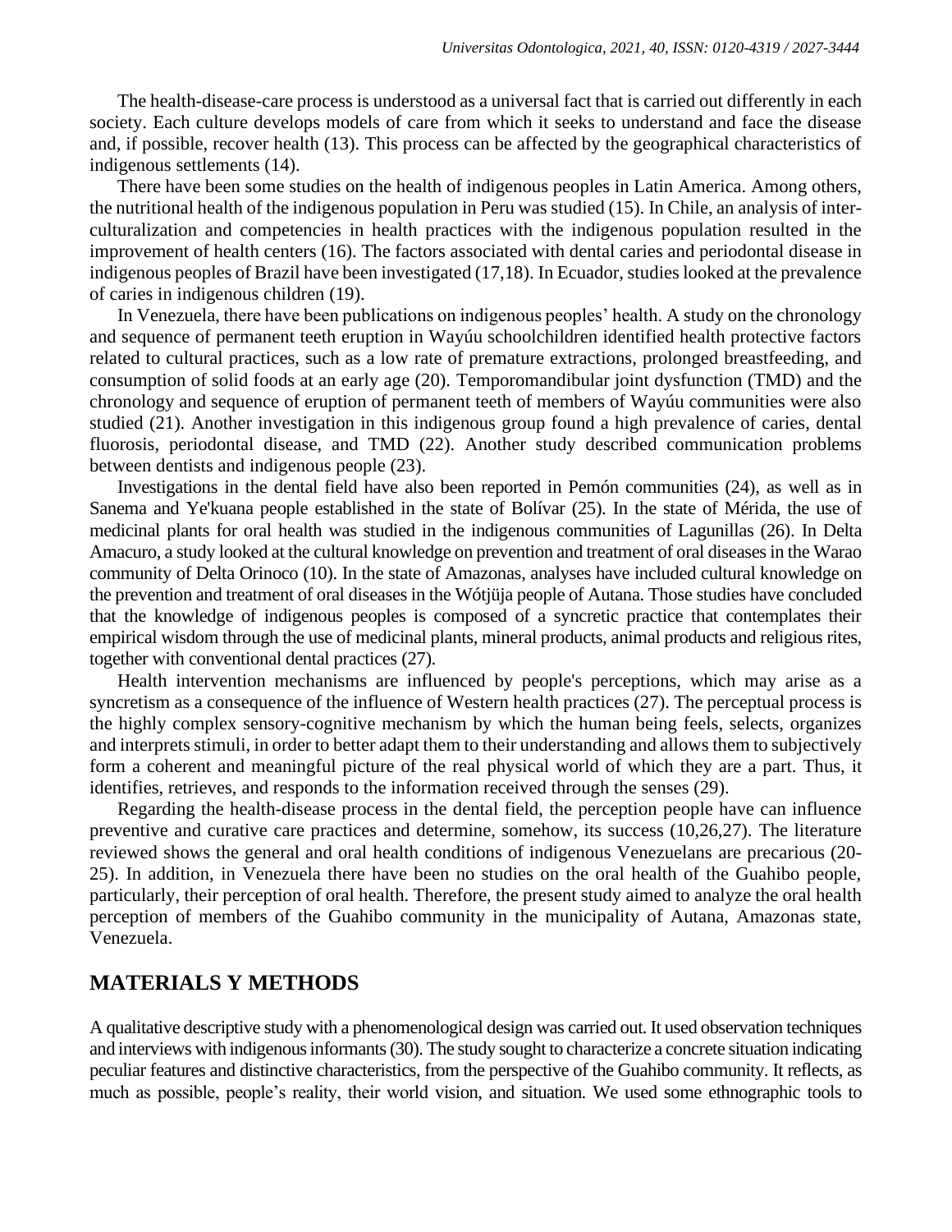The health-disease-care process is understood as a universal fact that is carried out differently in each society. Each culture develops models of care from which it seeks to understand and face the disease and, if possible, recover health (13). This process can be affected by the geographical characteristics of indigenous settlements (14).

There have been some studies on the health of indigenous peoples in Latin America. Among others, the nutritional health of the indigenous population in Peru was studied (15). In Chile, an analysis of inter-culturalization and competencies in health practices with the indigenous population resulted in the improvement of health centers (16). The factors associated with dental caries and periodontal disease in indigenous peoples of Brazil have been investigated (17,18). In Ecuador, studies looked at the prevalence of caries in indigenous children (19).

In Venezuela, there have been publications on indigenous peoples' health. A study on the chronology and sequence of permanent teeth eruption in Wayúu schoolchildren identified health protective factors related to cultural practices, such as a low rate of premature extractions, prolonged breastfeeding, and consumption of solid foods at an early age (20). Temporomandibular joint dysfunction (TMD) and the chronology and sequence of eruption of permanent teeth of members of Wayúu communities were also studied (21). Another investigation in this indigenous group found a high prevalence of caries, dental fluorosis, periodontal disease, and TMD (22). Another study described communication problems between dentists and indigenous people (23).

Investigations in the dental field have also been reported in Pemón communities (24), as well as in Sanema and Ye'kuana people established in the state of Bolívar (25). In the state of Mérida, the use of medicinal plants for oral health was studied in the indigenous communities of Lagunillas (26). In Delta Amacuro, a study looked at the cultural knowledge on prevention and treatment of oral diseases in the Warao community of Delta Orinoco (10). In the state of Amazonas, analyses have included cultural knowledge on the prevention and treatment of oral diseases in the Wótjüja people of Autana. Those studies have concluded that the knowledge of indigenous peoples is composed of a syncretic practice that contemplates their empirical wisdom through the use of medicinal plants, mineral products, animal products and religious rites, together with conventional dental practices (27).

Health intervention mechanisms are influenced by people's perceptions, which may arise as a syncretism as a consequence of the influence of Western health practices (27). The perceptual process is the highly complex sensory-cognitive mechanism by which the human being feels, selects, organizes and interprets stimuli, in order to better adapt them to their understanding and allows them to subjectively form a coherent and meaningful picture of the real physical world of which they are a part. Thus, it identifies, retrieves, and responds to the information received through the senses (29).

Regarding the health-disease process in the dental field, the perception people have can influence preventive and curative care practices and determine, somehow, its success (10,26,27). The literature reviewed shows the general and oral health conditions of indigenous Venezuelans are precarious (20-25). In addition, in Venezuela there have been no studies on the oral health of the Guahibo people, particularly, their perception of oral health. Therefore, the present study aimed to analyze the oral health perception of members of the Guahibo community in the municipality of Autana, Amazonas state, Venezuela.

## MATERIALS Y METHODS

A qualitative descriptive study with a phenomenological design was carried out. It used observation techniques and interviews with indigenous informants (30). The study sought to characterize a concrete situation indicating peculiar features and distinctive characteristics, from the perspective of the Guahibo community. It reflects, as much as possible, people's reality, their world vision, and situation. We used some ethnographic tools to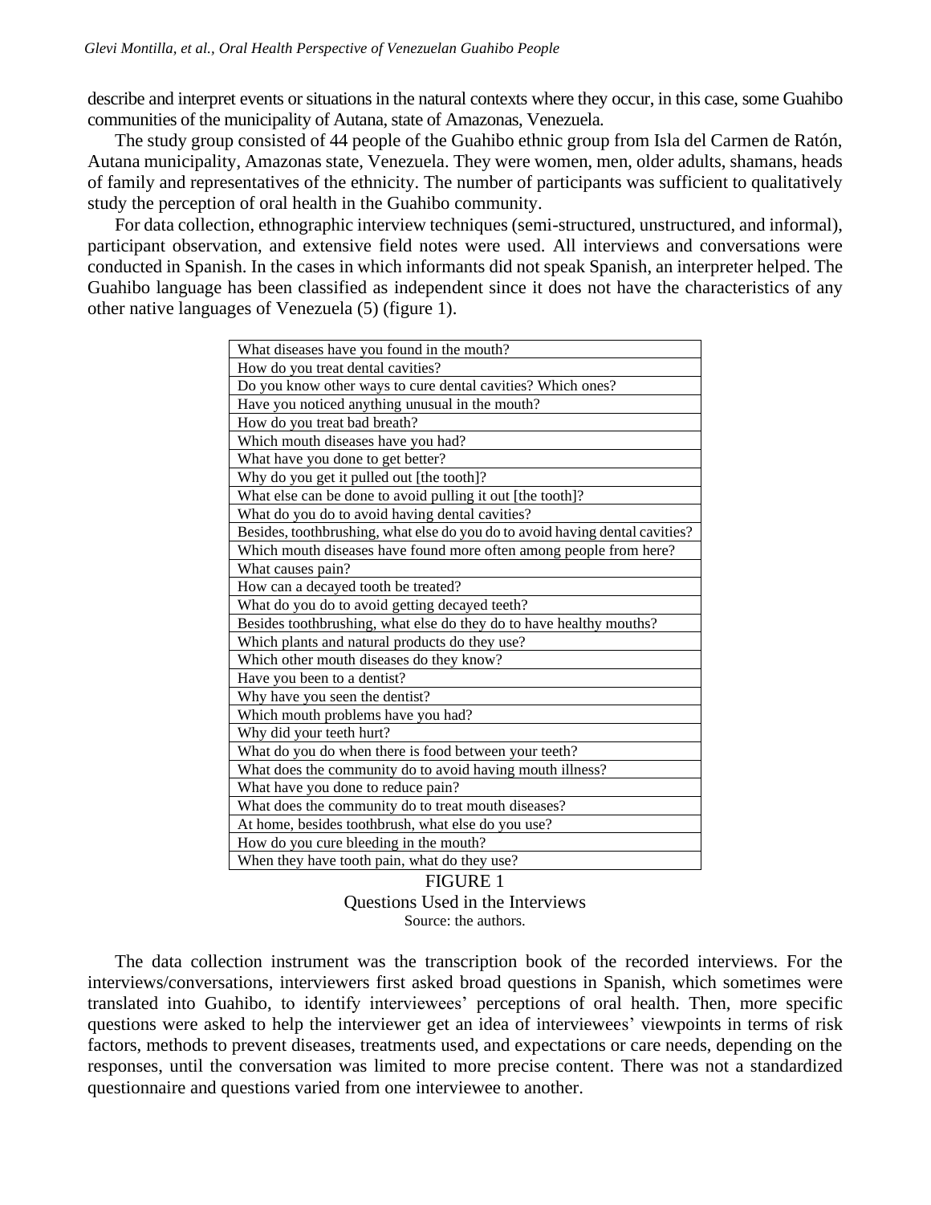describe and interpret events or situations in the natural contexts where they occur, in this case, some Guahibo communities of the municipality of Autana, state of Amazonas, Venezuela.

The study group consisted of 44 people of the Guahibo ethnic group from Isla del Carmen de Ratón, Autana municipality, Amazonas state, Venezuela. They were women, men, older adults, shamans, heads of family and representatives of the ethnicity. The number of participants was sufficient to qualitatively study the perception of oral health in the Guahibo community.

For data collection, ethnographic interview techniques (semi-structured, unstructured, and informal), participant observation, and extensive field notes were used. All interviews and conversations were conducted in Spanish. In the cases in which informants did not speak Spanish, an interpreter helped. The Guahibo language has been classified as independent since it does not have the characteristics of any other native languages of Venezuela (5) (figure 1).

| What diseases have you found in the mouth? |
|---|
| How do you treat dental cavities? |
| Do you know other ways to cure dental cavities? Which ones? |
| Have you noticed anything unusual in the mouth? |
| How do you treat bad breath? |
| Which mouth diseases have you had? |
| What have you done to get better? |
| Why do you get it pulled out [the tooth]? |
| What else can be done to avoid pulling it out [the tooth]? |
| What do you do to avoid having dental cavities? |
| Besides, toothbrushing, what else do you do to avoid having dental cavities? |
| Which mouth diseases have found more often among people from here? |
| What causes pain? |
| How can a decayed tooth be treated? |
| What do you do to avoid getting decayed teeth? |
| Besides toothbrushing, what else do they do to have healthy mouths? |
| Which plants and natural products do they use? |
| Which other mouth diseases do they know? |
| Have you been to a dentist? |
| Why have you seen the dentist? |
| Which mouth problems have you had? |
| Why did your teeth hurt? |
| What do you do when there is food between your teeth? |
| What does the community do to avoid having mouth illness? |
| What have you done to reduce pain? |
| What does the community do to treat mouth diseases? |
| At home, besides toothbrush, what else do you use? |
| How do you cure bleeding in the mouth? |
| When they have tooth pain, what do they use? |

FIGURE 1
Questions Used in the Interviews
Source: the authors.

The data collection instrument was the transcription book of the recorded interviews. For the interviews/conversations, interviewers first asked broad questions in Spanish, which sometimes were translated into Guahibo, to identify interviewees' perceptions of oral health. Then, more specific questions were asked to help the interviewer get an idea of interviewees' viewpoints in terms of risk factors, methods to prevent diseases, treatments used, and expectations or care needs, depending on the responses, until the conversation was limited to more precise content. There was not a standardized questionnaire and questions varied from one interviewee to another.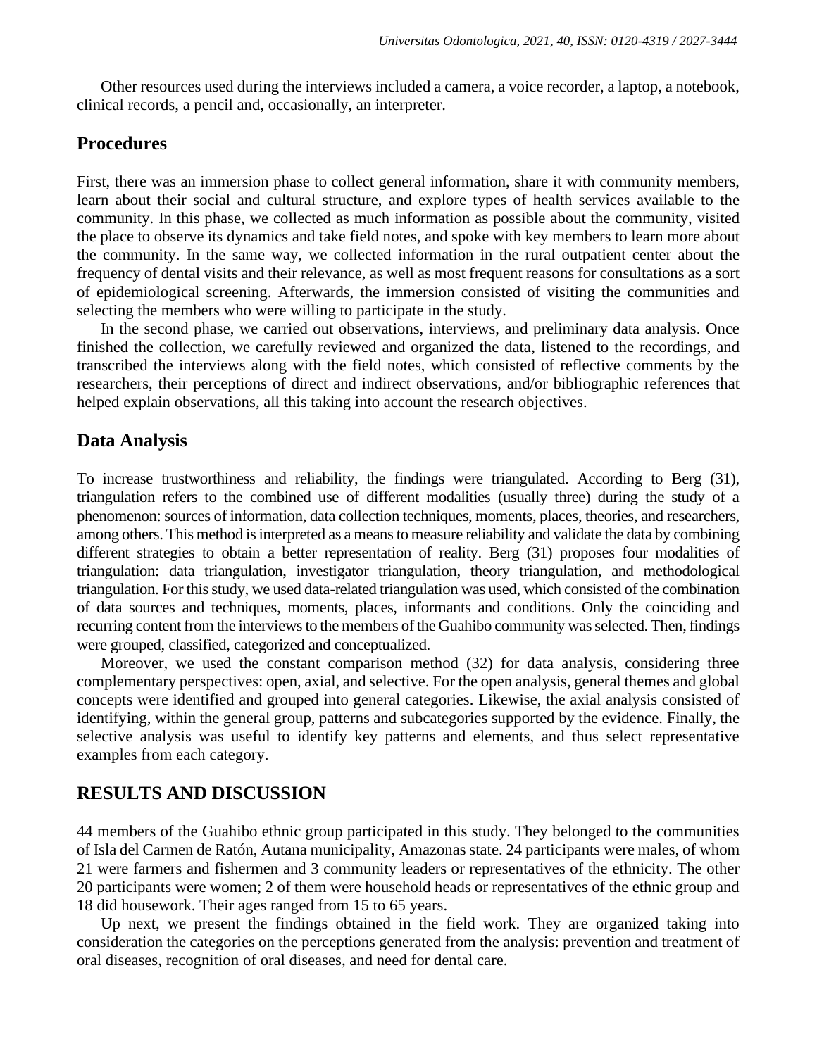Other resources used during the interviews included a camera, a voice recorder, a laptop, a notebook, clinical records, a pencil and, occasionally, an interpreter.

## Procedures

First, there was an immersion phase to collect general information, share it with community members, learn about their social and cultural structure, and explore types of health services available to the community. In this phase, we collected as much information as possible about the community, visited the place to observe its dynamics and take field notes, and spoke with key members to learn more about the community. In the same way, we collected information in the rural outpatient center about the frequency of dental visits and their relevance, as well as most frequent reasons for consultations as a sort of epidemiological screening. Afterwards, the immersion consisted of visiting the communities and selecting the members who were willing to participate in the study.

In the second phase, we carried out observations, interviews, and preliminary data analysis. Once finished the collection, we carefully reviewed and organized the data, listened to the recordings, and transcribed the interviews along with the field notes, which consisted of reflective comments by the researchers, their perceptions of direct and indirect observations, and/or bibliographic references that helped explain observations, all this taking into account the research objectives.

## Data Analysis

To increase trustworthiness and reliability, the findings were triangulated. According to Berg (31), triangulation refers to the combined use of different modalities (usually three) during the study of a phenomenon: sources of information, data collection techniques, moments, places, theories, and researchers, among others. This method is interpreted as a means to measure reliability and validate the data by combining different strategies to obtain a better representation of reality. Berg (31) proposes four modalities of triangulation: data triangulation, investigator triangulation, theory triangulation, and methodological triangulation. For this study, we used data-related triangulation was used, which consisted of the combination of data sources and techniques, moments, places, informants and conditions. Only the coinciding and recurring content from the interviews to the members of the Guahibo community was selected. Then, findings were grouped, classified, categorized and conceptualized.

Moreover, we used the constant comparison method (32) for data analysis, considering three complementary perspectives: open, axial, and selective. For the open analysis, general themes and global concepts were identified and grouped into general categories. Likewise, the axial analysis consisted of identifying, within the general group, patterns and subcategories supported by the evidence. Finally, the selective analysis was useful to identify key patterns and elements, and thus select representative examples from each category.

# RESULTS AND DISCUSSION

44 members of the Guahibo ethnic group participated in this study. They belonged to the communities of Isla del Carmen de Ratón, Autana municipality, Amazonas state. 24 participants were males, of whom 21 were farmers and fishermen and 3 community leaders or representatives of the ethnicity. The other 20 participants were women; 2 of them were household heads or representatives of the ethnic group and 18 did housework. Their ages ranged from 15 to 65 years.

Up next, we present the findings obtained in the field work. They are organized taking into consideration the categories on the perceptions generated from the analysis: prevention and treatment of oral diseases, recognition of oral diseases, and need for dental care.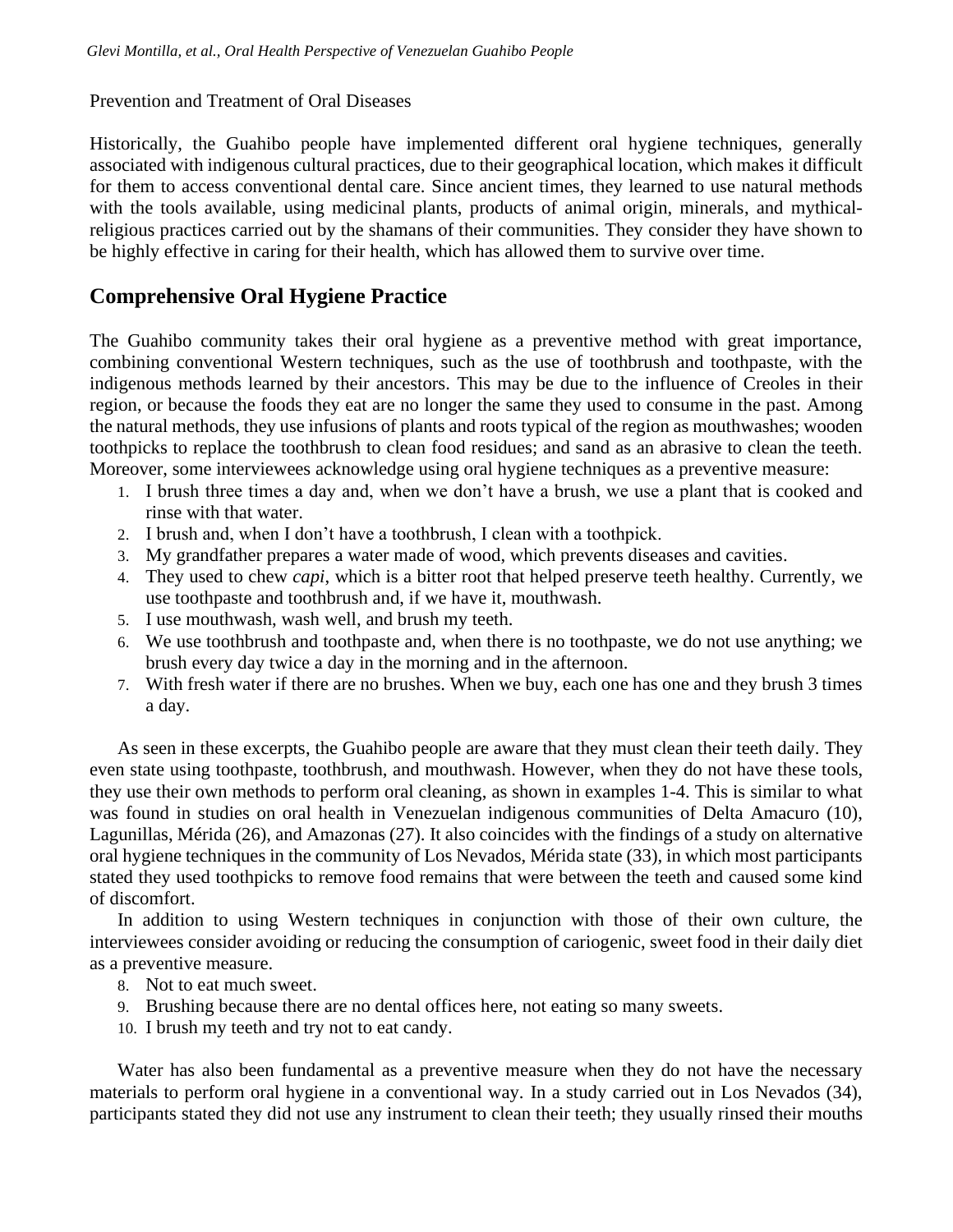Prevention and Treatment of Oral Diseases

Historically, the Guahibo people have implemented different oral hygiene techniques, generally associated with indigenous cultural practices, due to their geographical location, which makes it difficult for them to access conventional dental care. Since ancient times, they learned to use natural methods with the tools available, using medicinal plants, products of animal origin, minerals, and mythical-religious practices carried out by the shamans of their communities. They consider they have shown to be highly effective in caring for their health, which has allowed them to survive over time.

## Comprehensive Oral Hygiene Practice

The Guahibo community takes their oral hygiene as a preventive method with great importance, combining conventional Western techniques, such as the use of toothbrush and toothpaste, with the indigenous methods learned by their ancestors. This may be due to the influence of Creoles in their region, or because the foods they eat are no longer the same they used to consume in the past. Among the natural methods, they use infusions of plants and roots typical of the region as mouthwashes; wooden toothpicks to replace the toothbrush to clean food residues; and sand as an abrasive to clean the teeth. Moreover, some interviewees acknowledge using oral hygiene techniques as a preventive measure:

1. I brush three times a day and, when we don't have a brush, we use a plant that is cooked and rinse with that water.
2. I brush and, when I don't have a toothbrush, I clean with a toothpick.
3. My grandfather prepares a water made of wood, which prevents diseases and cavities.
4. They used to chew *capi*, which is a bitter root that helped preserve teeth healthy. Currently, we use toothpaste and toothbrush and, if we have it, mouthwash.
5. I use mouthwash, wash well, and brush my teeth.
6. We use toothbrush and toothpaste and, when there is no toothpaste, we do not use anything; we brush every day twice a day in the morning and in the afternoon.
7. With fresh water if there are no brushes. When we buy, each one has one and they brush 3 times a day.

As seen in these excerpts, the Guahibo people are aware that they must clean their teeth daily. They even state using toothpaste, toothbrush, and mouthwash. However, when they do not have these tools, they use their own methods to perform oral cleaning, as shown in examples 1-4. This is similar to what was found in studies on oral health in Venezuelan indigenous communities of Delta Amacuro (10), Lagunillas, Mérida (26), and Amazonas (27). It also coincides with the findings of a study on alternative oral hygiene techniques in the community of Los Nevados, Mérida state (33), in which most participants stated they used toothpicks to remove food remains that were between the teeth and caused some kind of discomfort.

In addition to using Western techniques in conjunction with those of their own culture, the interviewees consider avoiding or reducing the consumption of cariogenic, sweet food in their daily diet as a preventive measure.

8. Not to eat much sweet.
9. Brushing because there are no dental offices here, not eating so many sweets.
10. I brush my teeth and try not to eat candy.

Water has also been fundamental as a preventive measure when they do not have the necessary materials to perform oral hygiene in a conventional way. In a study carried out in Los Nevados (34), participants stated they did not use any instrument to clean their teeth; they usually rinsed their mouths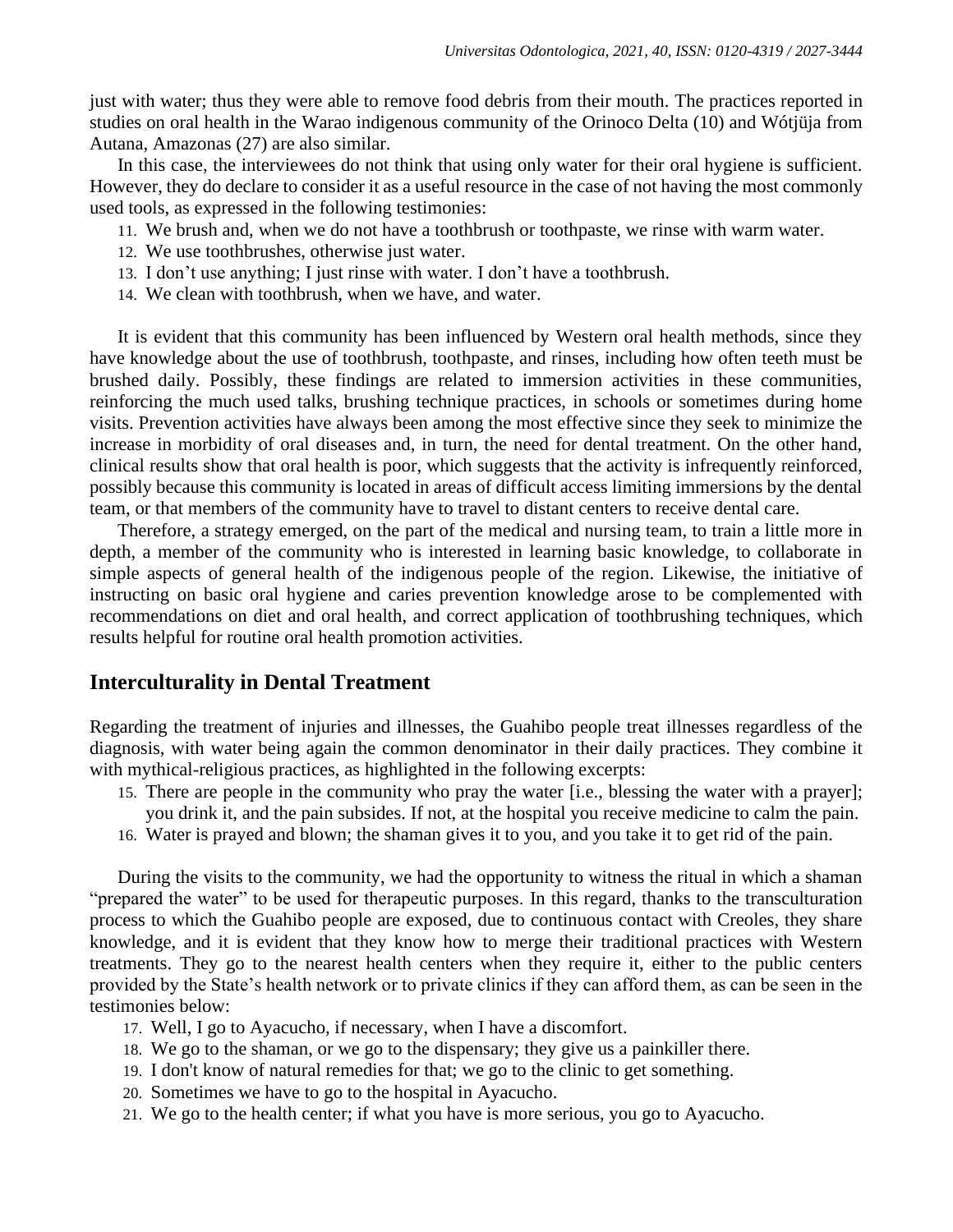just with water; thus they were able to remove food debris from their mouth. The practices reported in studies on oral health in the Warao indigenous community of the Orinoco Delta (10) and Wótjüja from Autana, Amazonas (27) are also similar.

In this case, the interviewees do not think that using only water for their oral hygiene is sufficient. However, they do declare to consider it as a useful resource in the case of not having the most commonly used tools, as expressed in the following testimonies:

11. We brush and, when we do not have a toothbrush or toothpaste, we rinse with warm water.
12. We use toothbrushes, otherwise just water.
13. I don't use anything; I just rinse with water. I don't have a toothbrush.
14. We clean with toothbrush, when we have, and water.

It is evident that this community has been influenced by Western oral health methods, since they have knowledge about the use of toothbrush, toothpaste, and rinses, including how often teeth must be brushed daily. Possibly, these findings are related to immersion activities in these communities, reinforcing the much used talks, brushing technique practices, in schools or sometimes during home visits. Prevention activities have always been among the most effective since they seek to minimize the increase in morbidity of oral diseases and, in turn, the need for dental treatment. On the other hand, clinical results show that oral health is poor, which suggests that the activity is infrequently reinforced, possibly because this community is located in areas of difficult access limiting immersions by the dental team, or that members of the community have to travel to distant centers to receive dental care.

Therefore, a strategy emerged, on the part of the medical and nursing team, to train a little more in depth, a member of the community who is interested in learning basic knowledge, to collaborate in simple aspects of general health of the indigenous people of the region. Likewise, the initiative of instructing on basic oral hygiene and caries prevention knowledge arose to be complemented with recommendations on diet and oral health, and correct application of toothbrushing techniques, which results helpful for routine oral health promotion activities.

## Interculturality in Dental Treatment

Regarding the treatment of injuries and illnesses, the Guahibo people treat illnesses regardless of the diagnosis, with water being again the common denominator in their daily practices. They combine it with mythical-religious practices, as highlighted in the following excerpts:

15. There are people in the community who pray the water [i.e., blessing the water with a prayer]; you drink it, and the pain subsides. If not, at the hospital you receive medicine to calm the pain.
16. Water is prayed and blown; the shaman gives it to you, and you take it to get rid of the pain.

During the visits to the community, we had the opportunity to witness the ritual in which a shaman "prepared the water" to be used for therapeutic purposes. In this regard, thanks to the transculturation process to which the Guahibo people are exposed, due to continuous contact with Creoles, they share knowledge, and it is evident that they know how to merge their traditional practices with Western treatments. They go to the nearest health centers when they require it, either to the public centers provided by the State's health network or to private clinics if they can afford them, as can be seen in the testimonies below:

17. Well, I go to Ayacucho, if necessary, when I have a discomfort.
18. We go to the shaman, or we go to the dispensary; they give us a painkiller there.
19. I don't know of natural remedies for that; we go to the clinic to get something.
20. Sometimes we have to go to the hospital in Ayacucho.
21. We go to the health center; if what you have is more serious, you go to Ayacucho.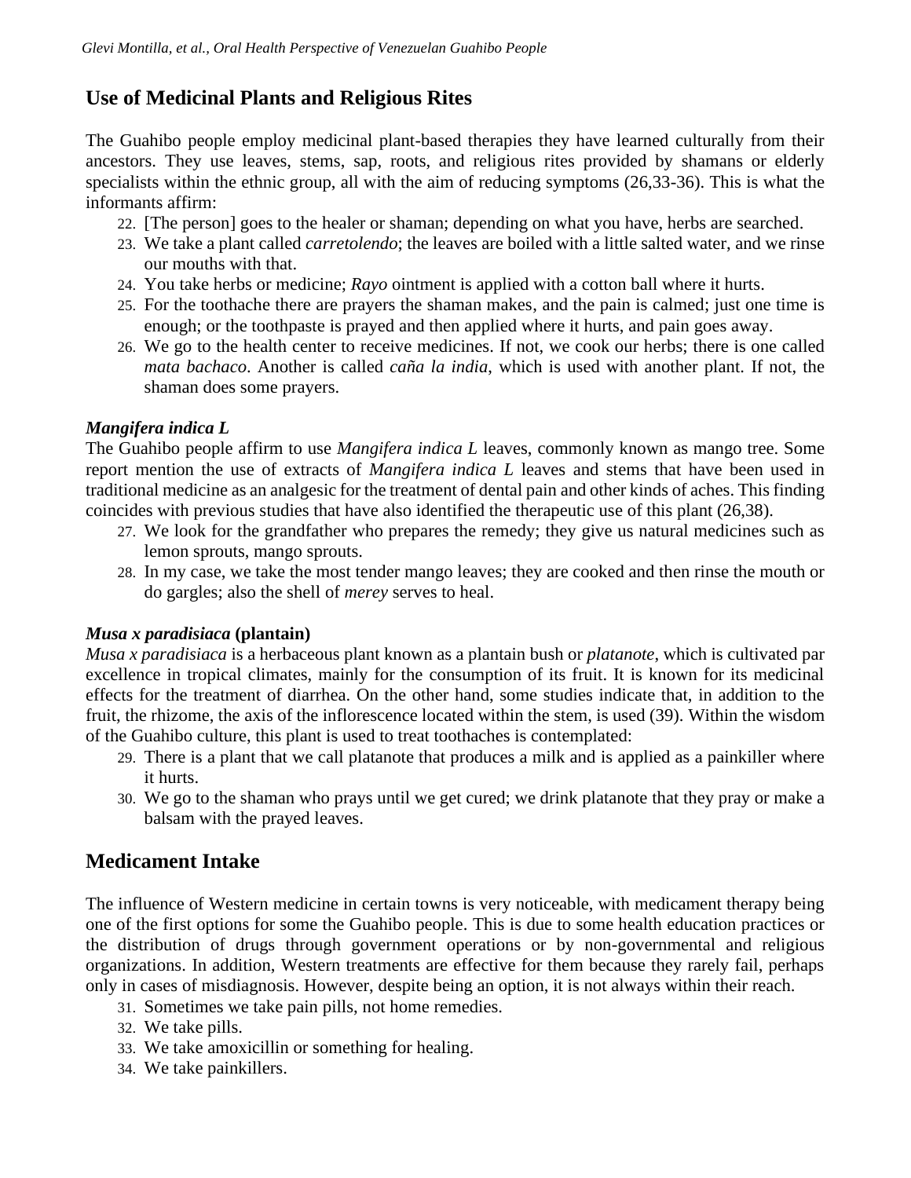## Use of Medicinal Plants and Religious Rites

The Guahibo people employ medicinal plant-based therapies they have learned culturally from their ancestors. They use leaves, stems, sap, roots, and religious rites provided by shamans or elderly specialists within the ethnic group, all with the aim of reducing symptoms (26,33-36). This is what the informants affirm:

22. [The person] goes to the healer or shaman; depending on what you have, herbs are searched.
23. We take a plant called *carretolendo*; the leaves are boiled with a little salted water, and we rinse our mouths with that.
24. You take herbs or medicine; *Rayo* ointment is applied with a cotton ball where it hurts.
25. For the toothache there are prayers the shaman makes, and the pain is calmed; just one time is enough; or the toothpaste is prayed and then applied where it hurts, and pain goes away.
26. We go to the health center to receive medicines. If not, we cook our herbs; there is one called *mata bachaco*. Another is called *caña la india*, which is used with another plant. If not, the shaman does some prayers.

### *Mangifera indica L*

The Guahibo people affirm to use *Mangifera indica L* leaves, commonly known as mango tree. Some report mention the use of extracts of *Mangifera indica L* leaves and stems that have been used in traditional medicine as an analgesic for the treatment of dental pain and other kinds of aches. This finding coincides with previous studies that have also identified the therapeutic use of this plant (26,38).

27. We look for the grandfather who prepares the remedy; they give us natural medicines such as lemon sprouts, mango sprouts.
28. In my case, we take the most tender mango leaves; they are cooked and then rinse the mouth or do gargles; also the shell of *merey* serves to heal.

### *Musa x paradisiaca* (plantain)

*Musa x paradisiaca* is a herbaceous plant known as a plantain bush or *platanote*, which is cultivated par excellence in tropical climates, mainly for the consumption of its fruit. It is known for its medicinal effects for the treatment of diarrhea. On the other hand, some studies indicate that, in addition to the fruit, the rhizome, the axis of the inflorescence located within the stem, is used (39). Within the wisdom of the Guahibo culture, this plant is used to treat toothaches is contemplated:

29. There is a plant that we call platanote that produces a milk and is applied as a painkiller where it hurts.
30. We go to the shaman who prays until we get cured; we drink platanote that they pray or make a balsam with the prayed leaves.

## Medicament Intake

The influence of Western medicine in certain towns is very noticeable, with medicament therapy being one of the first options for some the Guahibo people. This is due to some health education practices or the distribution of drugs through government operations or by non-governmental and religious organizations. In addition, Western treatments are effective for them because they rarely fail, perhaps only in cases of misdiagnosis. However, despite being an option, it is not always within their reach.

31. Sometimes we take pain pills, not home remedies.
32. We take pills.
33. We take amoxicillin or something for healing.
34. We take painkillers.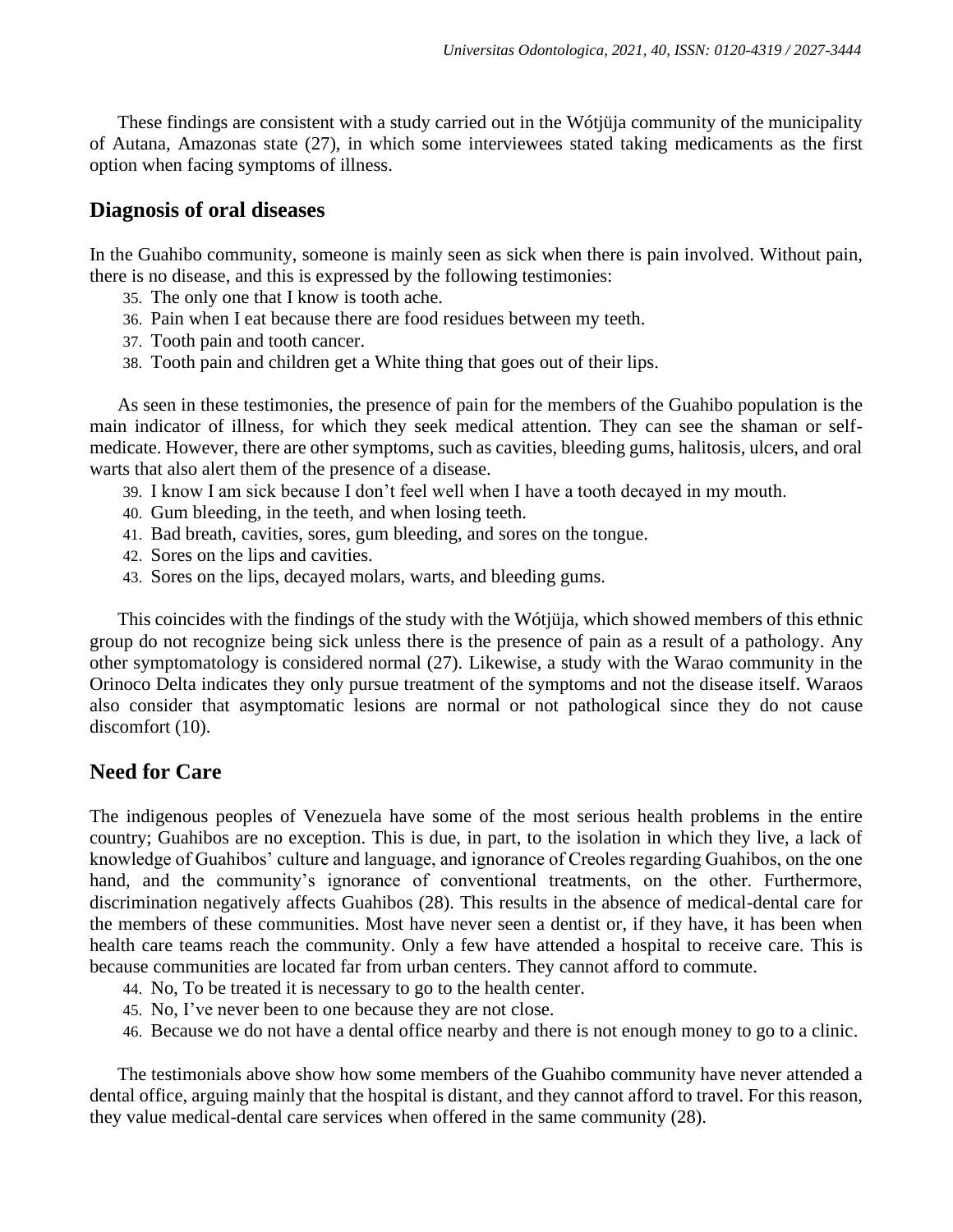These findings are consistent with a study carried out in the Wótjüja community of the municipality of Autana, Amazonas state (27), in which some interviewees stated taking medicaments as the first option when facing symptoms of illness.

## Diagnosis of oral diseases

In the Guahibo community, someone is mainly seen as sick when there is pain involved. Without pain, there is no disease, and this is expressed by the following testimonies:

35. The only one that I know is tooth ache.
36. Pain when I eat because there are food residues between my teeth.
37. Tooth pain and tooth cancer.
38. Tooth pain and children get a White thing that goes out of their lips.

As seen in these testimonies, the presence of pain for the members of the Guahibo population is the main indicator of illness, for which they seek medical attention. They can see the shaman or self-medicate. However, there are other symptoms, such as cavities, bleeding gums, halitosis, ulcers, and oral warts that also alert them of the presence of a disease.

39. I know I am sick because I don't feel well when I have a tooth decayed in my mouth.
40. Gum bleeding, in the teeth, and when losing teeth.
41. Bad breath, cavities, sores, gum bleeding, and sores on the tongue.
42. Sores on the lips and cavities.
43. Sores on the lips, decayed molars, warts, and bleeding gums.

This coincides with the findings of the study with the Wótjüja, which showed members of this ethnic group do not recognize being sick unless there is the presence of pain as a result of a pathology. Any other symptomatology is considered normal (27). Likewise, a study with the Warao community in the Orinoco Delta indicates they only pursue treatment of the symptoms and not the disease itself. Waraos also consider that asymptomatic lesions are normal or not pathological since they do not cause discomfort (10).

## Need for Care

The indigenous peoples of Venezuela have some of the most serious health problems in the entire country; Guahibos are no exception. This is due, in part, to the isolation in which they live, a lack of knowledge of Guahibos' culture and language, and ignorance of Creoles regarding Guahibos, on the one hand, and the community's ignorance of conventional treatments, on the other. Furthermore, discrimination negatively affects Guahibos (28). This results in the absence of medical-dental care for the members of these communities. Most have never seen a dentist or, if they have, it has been when health care teams reach the community. Only a few have attended a hospital to receive care. This is because communities are located far from urban centers. They cannot afford to commute.

44. No, To be treated it is necessary to go to the health center.
45. No, I've never been to one because they are not close.
46. Because we do not have a dental office nearby and there is not enough money to go to a clinic.

The testimonials above show how some members of the Guahibo community have never attended a dental office, arguing mainly that the hospital is distant, and they cannot afford to travel. For this reason, they value medical-dental care services when offered in the same community (28).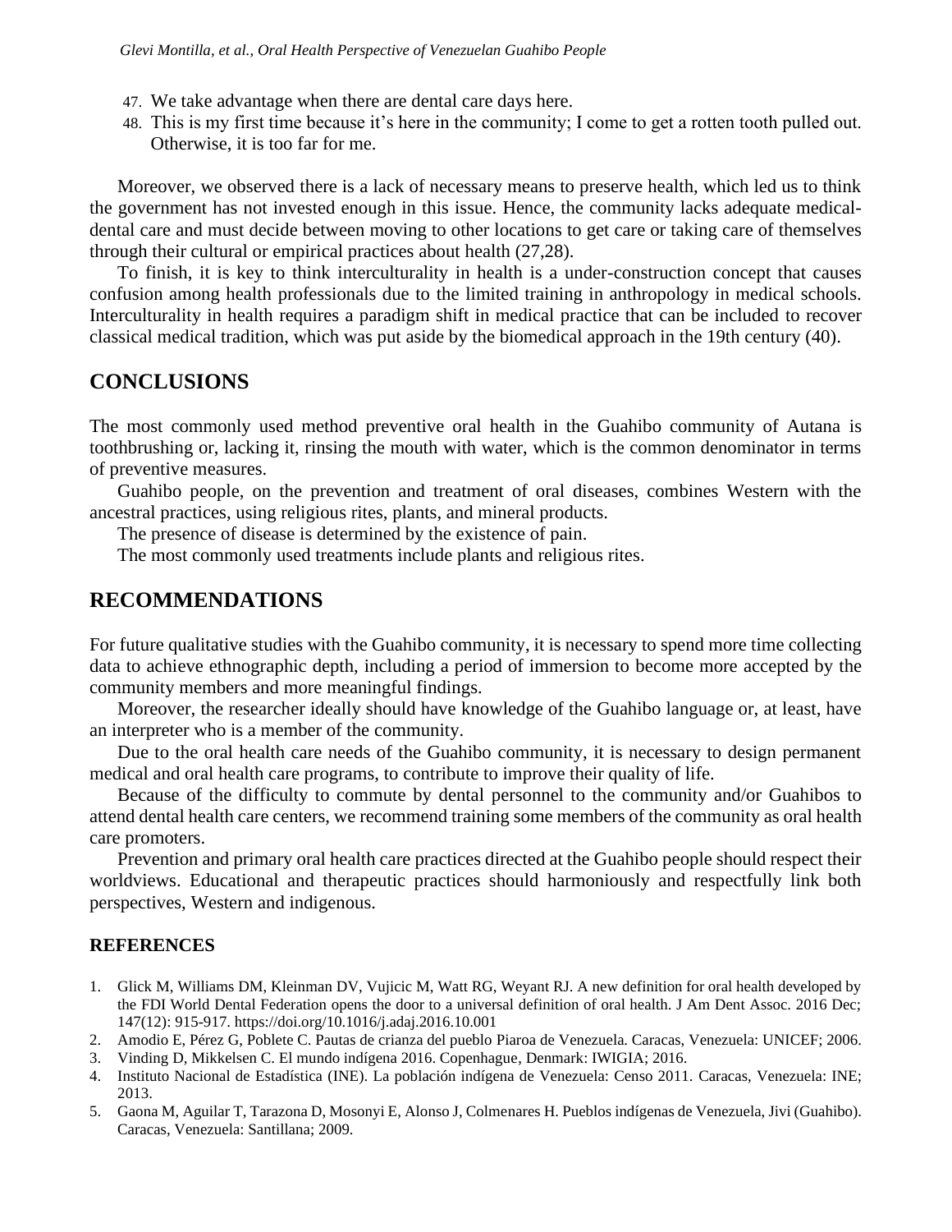47. We take advantage when there are dental care days here.
48. This is my first time because it's here in the community; I come to get a rotten tooth pulled out. Otherwise, it is too far for me.

Moreover, we observed there is a lack of necessary means to preserve health, which led us to think the government has not invested enough in this issue. Hence, the community lacks adequate medical-dental care and must decide between moving to other locations to get care or taking care of themselves through their cultural or empirical practices about health (27,28).

To finish, it is key to think interculturality in health is a under-construction concept that causes confusion among health professionals due to the limited training in anthropology in medical schools. Interculturality in health requires a paradigm shift in medical practice that can be included to recover classical medical tradition, which was put aside by the biomedical approach in the 19th century (40).

## CONCLUSIONS

The most commonly used method preventive oral health in the Guahibo community of Autana is toothbrushing or, lacking it, rinsing the mouth with water, which is the common denominator in terms of preventive measures.

Guahibo people, on the prevention and treatment of oral diseases, combines Western with the ancestral practices, using religious rites, plants, and mineral products.

The presence of disease is determined by the existence of pain.

The most commonly used treatments include plants and religious rites.

## RECOMMENDATIONS

For future qualitative studies with the Guahibo community, it is necessary to spend more time collecting data to achieve ethnographic depth, including a period of immersion to become more accepted by the community members and more meaningful findings.

Moreover, the researcher ideally should have knowledge of the Guahibo language or, at least, have an interpreter who is a member of the community.

Due to the oral health care needs of the Guahibo community, it is necessary to design permanent medical and oral health care programs, to contribute to improve their quality of life.

Because of the difficulty to commute by dental personnel to the community and/or Guahibos to attend dental health care centers, we recommend training some members of the community as oral health care promoters.

Prevention and primary oral health care practices directed at the Guahibo people should respect their worldviews. Educational and therapeutic practices should harmoniously and respectfully link both perspectives, Western and indigenous.

### REFERENCES

1. Glick M, Williams DM, Kleinman DV, Vujicic M, Watt RG, Weyant RJ. A new definition for oral health developed by the FDI World Dental Federation opens the door to a universal definition of oral health. J Am Dent Assoc. 2016 Dec; 147(12): 915-917. https://doi.org/10.1016/j.adaj.2016.10.001
2. Amodio E, Pérez G, Poblete C. Pautas de crianza del pueblo Piaroa de Venezuela. Caracas, Venezuela: UNICEF; 2006.
3. Vinding D, Mikkelsen C. El mundo indígena 2016. Copenhague, Denmark: IWIGIA; 2016.
4. Instituto Nacional de Estadística (INE). La población indígena de Venezuela: Censo 2011. Caracas, Venezuela: INE; 2013.
5. Gaona M, Aguilar T, Tarazona D, Mosonyi E, Alonso J, Colmenares H. Pueblos indígenas de Venezuela, Jivi (Guahibo). Caracas, Venezuela: Santillana; 2009.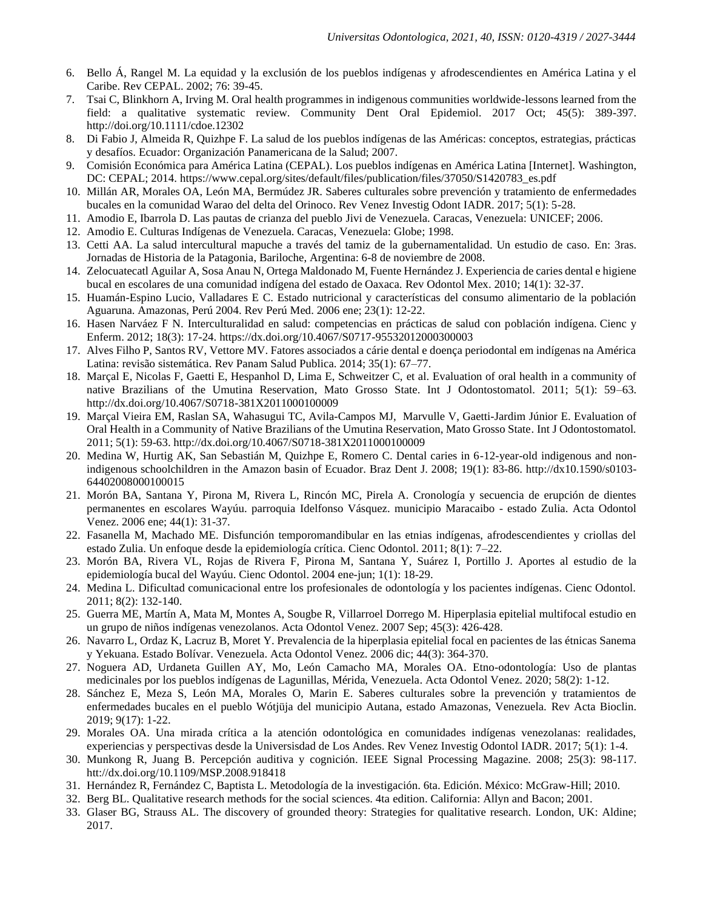6. Bello Á, Rangel M. La equidad y la exclusión de los pueblos indígenas y afrodescendientes en América Latina y el Caribe. Rev CEPAL. 2002; 76: 39-45.
7. Tsai C, Blinkhorn A, Irving M. Oral health programmes in indigenous communities worldwide-lessons learned from the field: a qualitative systematic review. Community Dent Oral Epidemiol. 2017 Oct; 45(5): 389-397. http://doi.org/10.1111/cdoe.12302
8. Di Fabio J, Almeida R, Quizhpe F. La salud de los pueblos indígenas de las Américas: conceptos, estrategias, prácticas y desafíos. Ecuador: Organización Panamericana de la Salud; 2007.
9. Comisión Económica para América Latina (CEPAL). Los pueblos indígenas en América Latina [Internet]. Washington, DC: CEPAL; 2014. https://www.cepal.org/sites/default/files/publication/files/37050/S1420783_es.pdf
10. Millán AR, Morales OA, León MA, Bermúdez JR. Saberes culturales sobre prevención y tratamiento de enfermedades bucales en la comunidad Warao del delta del Orinoco. Rev Venez Investig Odont IADR. 2017; 5(1): 5-28.
11. Amodio E, Ibarrola D. Las pautas de crianza del pueblo Jivi de Venezuela. Caracas, Venezuela: UNICEF; 2006.
12. Amodio E. Culturas Indígenas de Venezuela. Caracas, Venezuela: Globe; 1998.
13. Cetti AA. La salud intercultural mapuche a través del tamiz de la gubernamentalidad. Un estudio de caso. En: 3ras. Jornadas de Historia de la Patagonia, Bariloche, Argentina: 6-8 de noviembre de 2008.
14. Zelocuatecatl Aguilar A, Sosa Anau N, Ortega Maldonado M, Fuente Hernández J. Experiencia de caries dental e higiene bucal en escolares de una comunidad indígena del estado de Oaxaca. Rev Odontol Mex. 2010; 14(1): 32-37.
15. Huamán-Espino Lucio, Valladares E C. Estado nutricional y características del consumo alimentario de la población Aguaruna. Amazonas, Perú 2004. Rev Perú Med. 2006 ene; 23(1): 12-22.
16. Hasen Narváez F N. Interculturalidad en salud: competencias en prácticas de salud con población indígena. Cienc y Enferm. 2012; 18(3): 17-24. https://dx.doi.org/10.4067/S0717-95532012000300003
17. Alves Filho P, Santos RV, Vettore MV. Fatores associados a cárie dental e doença periodontal em indígenas na América Latina: revisão sistemática. Rev Panam Salud Publica. 2014; 35(1): 67–77.
18. Marçal E, Nicolas F, Gaetti E, Hespanhol D, Lima E, Schweitzer C, et al. Evaluation of oral health in a community of native Brazilians of the Umutina Reservation, Mato Grosso State. Int J Odontostomatol. 2011; 5(1): 59–63. http://dx.doi.org/10.4067/S0718-381X2011000100009
19. Marçal Vieira EM, Raslan SA, Wahasugui TC, Avila-Campos MJ, Marvulle V, Gaetti-Jardim Júnior E. Evaluation of Oral Health in a Community of Native Brazilians of the Umutina Reservation, Mato Grosso State. Int J Odontostomatol. 2011; 5(1): 59-63. http://dx.doi.org/10.4067/S0718-381X2011000100009
20. Medina W, Hurtig AK, San Sebastián M, Quizhpe E, Romero C. Dental caries in 6-12-year-old indigenous and non-indigenous schoolchildren in the Amazon basin of Ecuador. Braz Dent J. 2008; 19(1): 83-86. http://dx10.1590/s0103-64402008000100015
21. Morón BA, Santana Y, Pirona M, Rivera L, Rincón MC, Pirela A. Cronología y secuencia de erupción de dientes permanentes en escolares Wayúu. parroquia Idelfonso Vásquez. municipio Maracaibo - estado Zulia. Acta Odontol Venez. 2006 ene; 44(1): 31-37.
22. Fasanella M, Machado ME. Disfunción temporomandibular en las etnias indígenas, afrodescendientes y criollas del estado Zulia. Un enfoque desde la epidemiología crítica. Cienc Odontol. 2011; 8(1): 7–22.
23. Morón BA, Rivera VL, Rojas de Rivera F, Pirona M, Santana Y, Suárez I, Portillo J. Aportes al estudio de la epidemiología bucal del Wayúu. Cienc Odontol. 2004 ene-jun; 1(1): 18-29.
24. Medina L. Dificultad comunicacional entre los profesionales de odontología y los pacientes indígenas. Cienc Odontol. 2011; 8(2): 132-140.
25. Guerra ME, Martín A, Mata M, Montes A, Sougbe R, Villarroel Dorrego M. Hiperplasia epitelial multifocal estudio en un grupo de niños indígenas venezolanos. Acta Odontol Venez. 2007 Sep; 45(3): 426-428.
26. Navarro L, Ordaz K, Lacruz B, Moret Y. Prevalencia de la hiperplasia epitelial focal en pacientes de las étnicas Sanema y Yekuana. Estado Bolívar. Venezuela. Acta Odontol Venez. 2006 dic; 44(3): 364-370.
27. Noguera AD, Urdaneta Guillen AY, Mo, León Camacho MA, Morales OA. Etno-odontología: Uso de plantas medicinales por los pueblos indígenas de Lagunillas, Mérida, Venezuela. Acta Odontol Venez. 2020; 58(2): 1-12.
28. Sánchez E, Meza S, León MA, Morales O, Marin E. Saberes culturales sobre la prevención y tratamientos de enfermedades bucales en el pueblo Wótjüja del municipio Autana, estado Amazonas, Venezuela. Rev Acta Bioclin. 2019; 9(17): 1-22.
29. Morales OA. Una mirada crítica a la atención odontológica en comunidades indígenas venezolanas: realidades, experiencias y perspectivas desde la Universisdad de Los Andes. Rev Venez Investig Odontol IADR. 2017; 5(1): 1-4.
30. Munkong R, Juang B. Percepción auditiva y cognición. IEEE Signal Processing Magazine. 2008; 25(3): 98-117. htt://dx.doi.org/10.1109/MSP.2008.918418
31. Hernández R, Fernández C, Baptista L. Metodología de la investigación. 6ta. Edición. México: McGraw-Hill; 2010.
32. Berg BL. Qualitative research methods for the social sciences. 4ta edition. California: Allyn and Bacon; 2001.
33. Glaser BG, Strauss AL. The discovery of grounded theory: Strategies for qualitative research. London, UK: Aldine; 2017.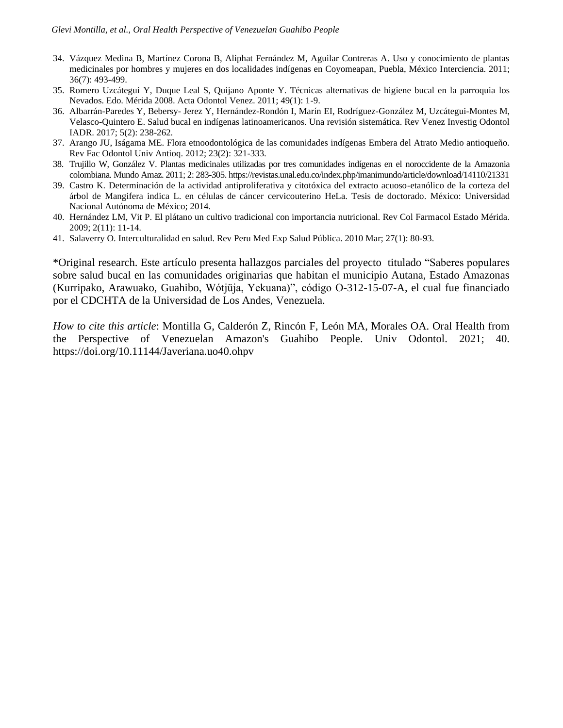34. Vázquez Medina B, Martínez Corona B, Aliphat Fernández M, Aguilar Contreras A. Uso y conocimiento de plantas medicinales por hombres y mujeres en dos localidades indígenas en Coyomeapan, Puebla, México Interciencia. 2011; 36(7): 493-499.
35. Romero Uzcátegui Y, Duque Leal S, Quijano Aponte Y. Técnicas alternativas de higiene bucal en la parroquia los Nevados. Edo. Mérida 2008. Acta Odontol Venez. 2011; 49(1): 1-9.
36. Albarrán-Paredes Y, Bebersy- Jerez Y, Hernández-Rondón I, Marín EI, Rodríguez-González M, Uzcátegui-Montes M, Velasco-Quintero E. Salud bucal en indígenas latinoamericanos. Una revisión sistemática. Rev Venez Investig Odontol IADR. 2017; 5(2): 238-262.
37. Arango JU, Iságama ME. Flora etnoodontológica de las comunidades indígenas Embera del Atrato Medio antioqueño. Rev Fac Odontol Univ Antioq. 2012; 23(2): 321-333.
38. Trujillo W, González V. Plantas medicinales utilizadas por tres comunidades indígenas en el noroccidente de la Amazonia colombiana. Mundo Amaz. 2011; 2: 283-305. https://revistas.unal.edu.co/index.php/imanimundo/article/download/14110/21331
39. Castro K. Determinación de la actividad antiproliferativa y citotóxica del extracto acuoso-etanólico de la corteza del árbol de Mangifera indica L. en células de cáncer cervicouterino HeLa. Tesis de doctorado. México: Universidad Nacional Autónoma de México; 2014.
40. Hernández LM, Vit P. El plátano un cultivo tradicional con importancia nutricional. Rev Col Farmacol Estado Mérida. 2009; 2(11): 11-14.
41. Salaverry O. Interculturalidad en salud. Rev Peru Med Exp Salud Pública. 2010 Mar; 27(1): 80-93.

*Original research. Este artículo presenta hallazgos parciales del proyecto titulado "Saberes populares sobre salud bucal en las comunidades originarias que habitan el municipio Autana, Estado Amazonas (Kurripako, Arawuako, Guahibo, Wótjüja, Yekuana)", código O-312-15-07-A, el cual fue financiado por el CDCHTA de la Universidad de Los Andes, Venezuela.

*How to cite this article*: Montilla G, Calderón Z, Rincón F, León MA, Morales OA. Oral Health from the Perspective of Venezuelan Amazon's Guahibo People. Univ Odontol. 2021; 40. https://doi.org/10.11144/Javeriana.uo40.ohpv